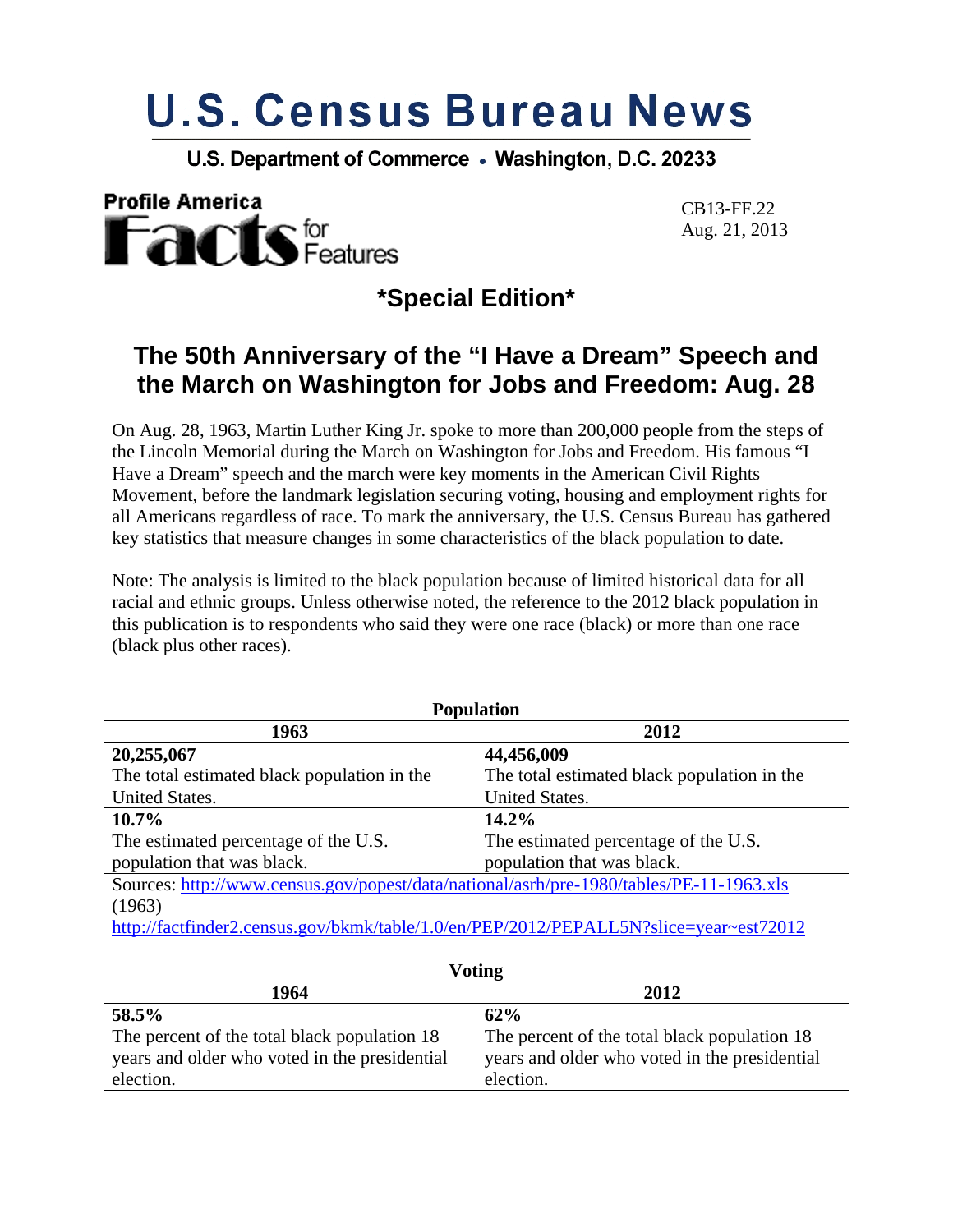# U.S. Census Bureau News

U.S. Department of Commerce • Washington, D.C. 20233

**Profile America Facts for Features**

CB13-FF.22
Aug. 21, 2013

## *Special Edition*

## The 50th Anniversary of the "I Have a Dream" Speech and the March on Washington for Jobs and Freedom: Aug. 28

On Aug. 28, 1963, Martin Luther King Jr. spoke to more than 200,000 people from the steps of the Lincoln Memorial during the March on Washington for Jobs and Freedom. His famous "I Have a Dream" speech and the march were key moments in the American Civil Rights Movement, before the landmark legislation securing voting, housing and employment rights for all Americans regardless of race. To mark the anniversary, the U.S. Census Bureau has gathered key statistics that measure changes in some characteristics of the black population to date.

Note: The analysis is limited to the black population because of limited historical data for all racial and ethnic groups. Unless otherwise noted, the reference to the 2012 black population in this publication is to respondents who said they were one race (black) or more than one race (black plus other races).

**Population**

| 1963 | 2012 |
|---|---|
| **20,255,067**<br>The total estimated black population in the United States. | **44,456,009**<br>The total estimated black population in the United States. |
| **10.7%**<br>The estimated percentage of the U.S. population that was black. | **14.2%**<br>The estimated percentage of the U.S. population that was black. |

Sources: http://www.census.gov/popest/data/national/asrh/pre-1980/tables/PE-11-1963.xls (1963)
http://factfinder2.census.gov/bkmk/table/1.0/en/PEP/2012/PEPALL5N?slice=year~est72012

**Voting**

| 1964 | 2012 |
|---|---|
| **58.5%**<br>The percent of the total black population 18 years and older who voted in the presidential election. | **62%**<br>The percent of the total black population 18 years and older who voted in the presidential election. |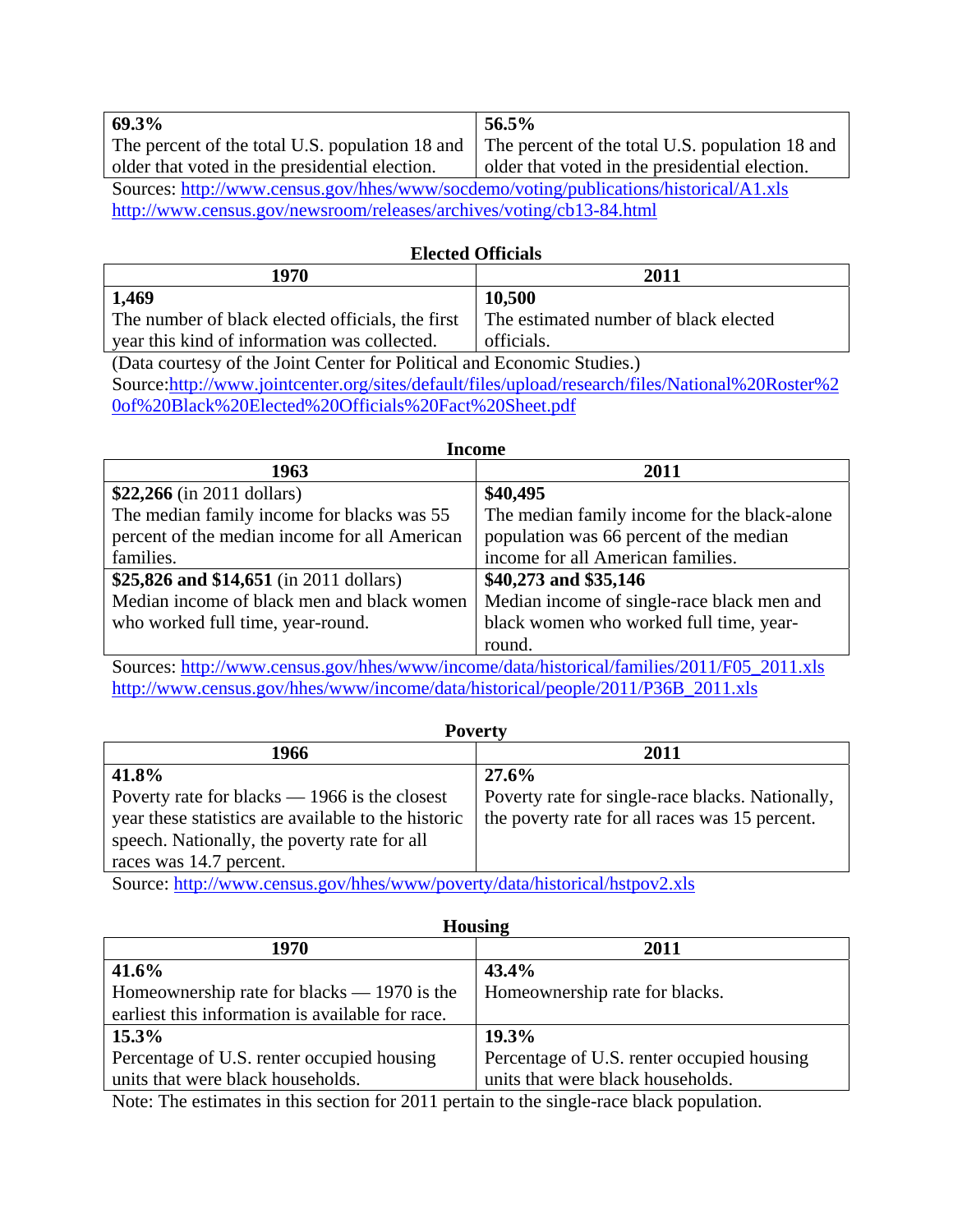| 69.3% The percent of the total U.S. population 18 and older that voted in the presidential election. | 56.5% The percent of the total U.S. population 18 and older that voted in the presidential election. |
| --- | --- |

Sources: http://www.census.gov/hhes/www/socdemo/voting/publications/historical/A1.xls
http://www.census.gov/newsroom/releases/archives/voting/cb13-84.html

**Elected Officials**

| 1970 | 2011 |
| --- | --- |
| **1,469** The number of black elected officials, the first year this kind of information was collected. | **10,500** The estimated number of black elected officials. |

(Data courtesy of the Joint Center for Political and Economic Studies.)
Source:http://www.jointcenter.org/sites/default/files/upload/research/files/National%20Roster%20of%20Black%20Elected%20Officials%20Fact%20Sheet.pdf

**Income**

| 1963 | 2011 |
| --- | --- |
| **$22,266** (in 2011 dollars) The median family income for blacks was 55 percent of the median income for all American families. | **$40,495** The median family income for the black-alone population was 66 percent of the median income for all American families. |
| **$25,826 and $14,651** (in 2011 dollars) Median income of black men and black women who worked full time, year-round. | **$40,273 and $35,146** Median income of single-race black men and black women who worked full time, year-round. |

Sources: http://www.census.gov/hhes/www/income/data/historical/families/2011/F05_2011.xls
http://www.census.gov/hhes/www/income/data/historical/people/2011/P36B_2011.xls

**Poverty**

| 1966 | 2011 |
| --- | --- |
| **41.8%** Poverty rate for blacks — 1966 is the closest year these statistics are available to the historic speech. Nationally, the poverty rate for all races was 14.7 percent. | **27.6%** Poverty rate for single-race blacks. Nationally, the poverty rate for all races was 15 percent. |

Source: http://www.census.gov/hhes/www/poverty/data/historical/hstpov2.xls

**Housing**

| 1970 | 2011 |
| --- | --- |
| **41.6%** Homeownership rate for blacks — 1970 is the earliest this information is available for race. | **43.4%** Homeownership rate for blacks. |
| **15.3%** Percentage of U.S. renter occupied housing units that were black households. | **19.3%** Percentage of U.S. renter occupied housing units that were black households. |

Note: The estimates in this section for 2011 pertain to the single-race black population.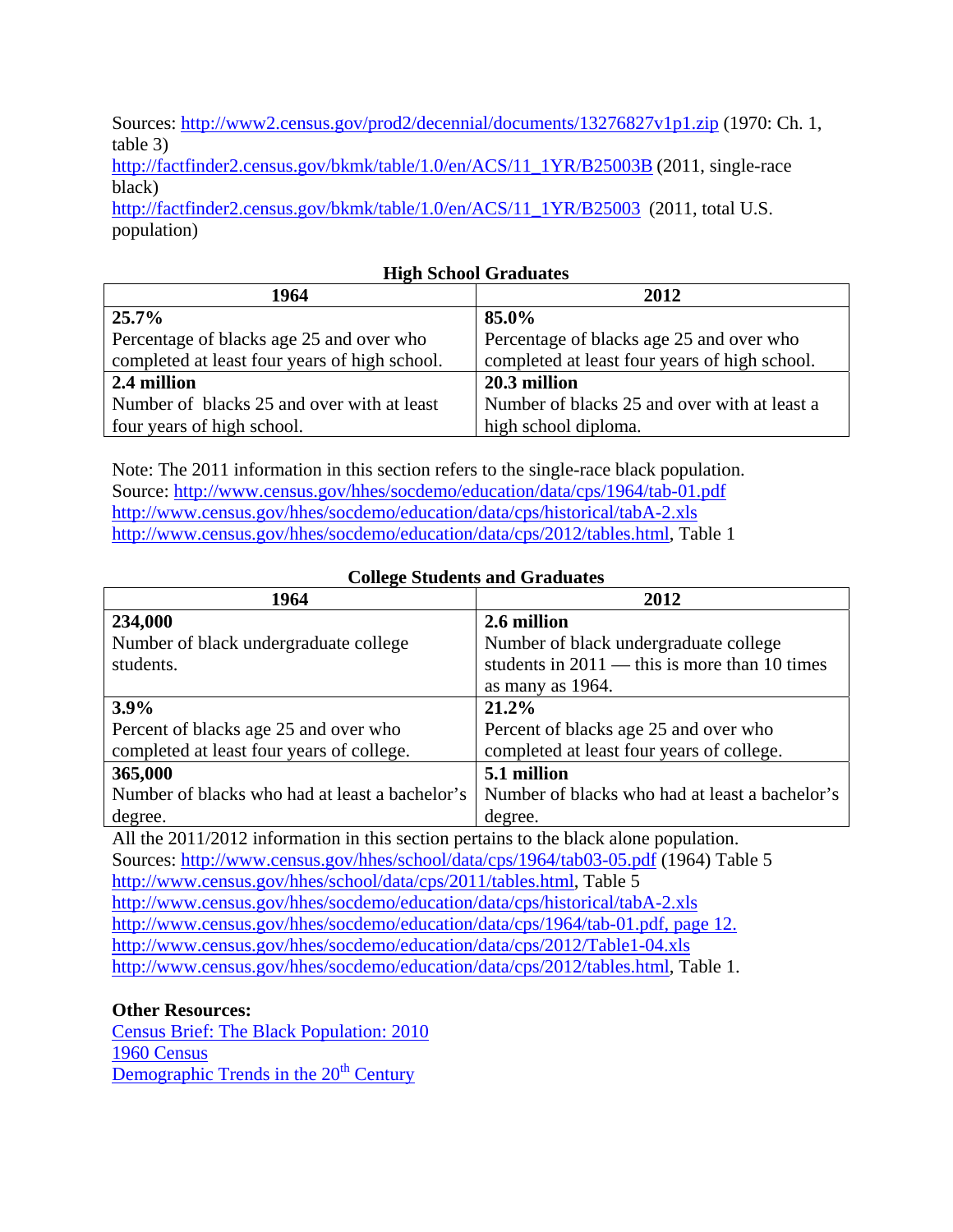Sources: http://www2.census.gov/prod2/decennial/documents/13276827v1p1.zip (1970: Ch. 1, table 3)
http://factfinder2.census.gov/bkmk/table/1.0/en/ACS/11_1YR/B25003B (2011, single-race black)
http://factfinder2.census.gov/bkmk/table/1.0/en/ACS/11_1YR/B25003 (2011, total U.S. population)

**High School Graduates**

| 1964 | 2012 |
|---|---|
| **25.7%** Percentage of blacks age 25 and over who completed at least four years of high school. | **85.0%** Percentage of blacks age 25 and over who completed at least four years of high school. |
| **2.4 million** Number of blacks 25 and over with at least four years of high school. | **20.3 million** Number of blacks 25 and over with at least a high school diploma. |

Note: The 2011 information in this section refers to the single-race black population.
Source: http://www.census.gov/hhes/socdemo/education/data/cps/1964/tab-01.pdf
http://www.census.gov/hhes/socdemo/education/data/cps/historical/tabA-2.xls
http://www.census.gov/hhes/socdemo/education/data/cps/2012/tables.html, Table 1

**College Students and Graduates**

| 1964 | 2012 |
|---|---|
| **234,000** Number of black undergraduate college students. | **2.6 million** Number of black undergraduate college students in 2011 — this is more than 10 times as many as 1964. |
| **3.9%** Percent of blacks age 25 and over who completed at least four years of college. | **21.2%** Percent of blacks age 25 and over who completed at least four years of college. |
| **365,000** Number of blacks who had at least a bachelor's degree. | **5.1 million** Number of blacks who had at least a bachelor's degree. |

All the 2011/2012 information in this section pertains to the black alone population.
Sources: http://www.census.gov/hhes/school/data/cps/1964/tab03-05.pdf (1964) Table 5
http://www.census.gov/hhes/school/data/cps/2011/tables.html, Table 5
http://www.census.gov/hhes/socdemo/education/data/cps/historical/tabA-2.xls
http://www.census.gov/hhes/socdemo/education/data/cps/1964/tab-01.pdf, page 12.
http://www.census.gov/hhes/socdemo/education/data/cps/2012/Table1-04.xls
http://www.census.gov/hhes/socdemo/education/data/cps/2012/tables.html, Table 1.

**Other Resources:**
Census Brief: The Black Population: 2010
1960 Census
Demographic Trends in the 20th Century